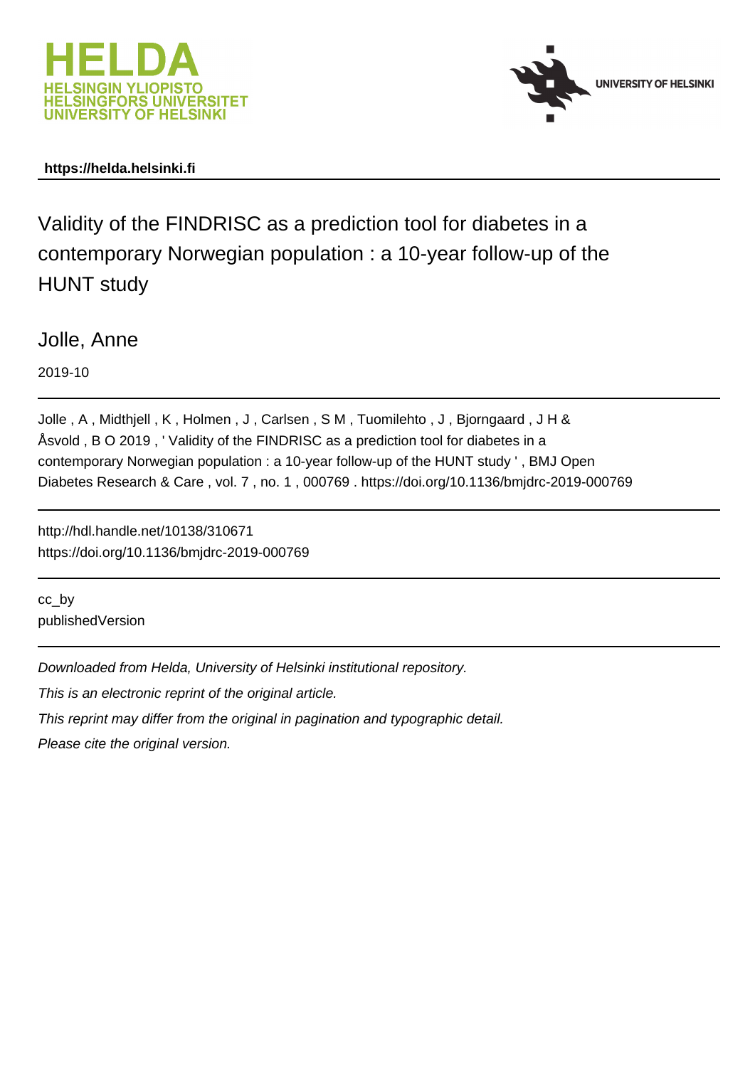HELDA
HELSINGIN YLIOPISTO
HELSINGFORS UNIVERSITET
UNIVERSITY OF HELSINKI

UNIVERSITY OF HELSINKI

**https://helda.helsinki.fi**

# Validity of the FINDRISC as a prediction tool for diabetes in a contemporary Norwegian population : a 10-year follow-up of the HUNT study

Jolle, Anne

2019-10

Jolle , A , Midthjell , K , Holmen , J , Carlsen , S M , Tuomilehto , J , Bjorngaard , J H & Åsvold , B O 2019 , ' Validity of the FINDRISC as a prediction tool for diabetes in a contemporary Norwegian population : a 10-year follow-up of the HUNT study ' , BMJ Open Diabetes Research & Care , vol. 7 , no. 1 , 000769 . https://doi.org/10.1136/bmjdrc-2019-000769

http://hdl.handle.net/10138/310671
https://doi.org/10.1136/bmjdrc-2019-000769

cc_by
publishedVersion

*Downloaded from Helda, University of Helsinki institutional repository.*

*This is an electronic reprint of the original article.*

*This reprint may differ from the original in pagination and typographic detail.*

*Please cite the original version.*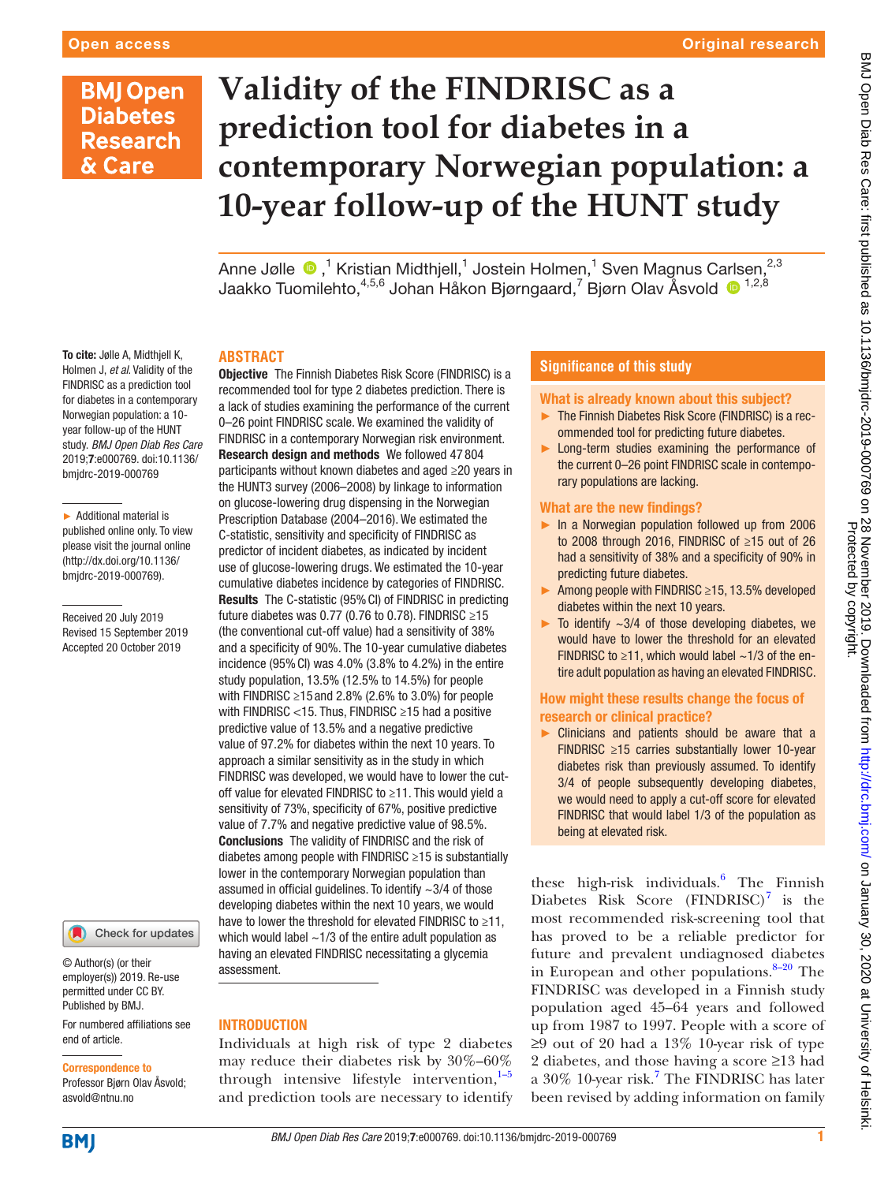# Validity of the FINDRISC as a prediction tool for diabetes in a contemporary Norwegian population: a 10-year follow-up of the HUNT study

Anne Jølle ,[1] Kristian Midthjell,[1] Jostein Holmen,[1] Sven Magnus Carlsen,[2,3] Jaakko Tuomilehto,[4,5,6] Johan Håkon Bjørngaard,[7] Bjørn Olav Åsvold [1,2,8]

**To cite:** Jølle A, Midthjell K, Holmen J, *et al*. Validity of the FINDRISC as a prediction tool for diabetes in a contemporary Norwegian population: a 10-year follow-up of the HUNT study. *BMJ Open Diab Res Care* 2019;**7**:e000769. doi:10.1136/bmjdrc-2019-000769

► Additional material is published online only. To view please visit the journal online (http://dx.doi.org/10.1136/bmjdrc-2019-000769).

Received 20 July 2019
Revised 15 September 2019
Accepted 20 October 2019

© Author(s) (or their employer(s)) 2019. Re-use permitted under CC BY. Published by BMJ.

For numbered affiliations see end of article.

**Correspondence to**
Professor Bjørn Olav Åsvold; asvold@ntnu.no

## ABSTRACT

**Objective** The Finnish Diabetes Risk Score (FINDRISC) is a recommended tool for type 2 diabetes prediction. There is a lack of studies examining the performance of the current 0–26 point FINDRISC scale. We examined the validity of FINDRISC in a contemporary Norwegian risk environment.
**Research design and methods** We followed 47 804 participants without known diabetes and aged ≥20 years in the HUNT3 survey (2006–2008) by linkage to information on glucose-lowering drug dispensing in the Norwegian Prescription Database (2004–2016). We estimated the C-statistic, sensitivity and specificity of FINDRISC as predictor of incident diabetes, as indicated by incident use of glucose-lowering drugs. We estimated the 10-year cumulative diabetes incidence by categories of FINDRISC.
**Results** The C-statistic (95% CI) of FINDRISC in predicting future diabetes was 0.77 (0.76 to 0.78). FINDRISC ≥15 (the conventional cut-off value) had a sensitivity of 38% and a specificity of 90%. The 10-year cumulative diabetes incidence (95% CI) was 4.0% (3.8% to 4.2%) in the entire study population, 13.5% (12.5% to 14.5%) for people with FINDRISC ≥15 and 2.8% (2.6% to 3.0%) for people with FINDRISC <15. Thus, FINDRISC ≥15 had a positive predictive value of 13.5% and a negative predictive value of 97.2% for diabetes within the next 10 years. To approach a similar sensitivity as in the study in which FINDRISC was developed, we would have to lower the cut-off value for elevated FINDRISC to ≥11. This would yield a sensitivity of 73%, specificity of 67%, positive predictive value of 7.7% and negative predictive value of 98.5%.
**Conclusions** The validity of FINDRISC and the risk of diabetes among people with FINDRISC ≥15 is substantially lower in the contemporary Norwegian population than assumed in official guidelines. To identify ~3/4 of those developing diabetes within the next 10 years, we would have to lower the threshold for elevated FINDRISC to ≥11, which would label ~1/3 of the entire adult population as having an elevated FINDRISC necessitating a glycemia assessment.

## Significance of this study

### What is already known about this subject?

- The Finnish Diabetes Risk Score (FINDRISC) is a recommended tool for predicting future diabetes.
- Long-term studies examining the performance of the current 0–26 point FINDRISC scale in contemporary populations are lacking.

### What are the new findings?

- In a Norwegian population followed up from 2006 to 2008 through 2016, FINDRISC of ≥15 out of 26 had a sensitivity of 38% and a specificity of 90% in predicting future diabetes.
- Among people with FINDRISC ≥15, 13.5% developed diabetes within the next 10 years.
- To identify ~3/4 of those developing diabetes, we would have to lower the threshold for an elevated FINDRISC to ≥11, which would label ~1/3 of the entire adult population as having an elevated FINDRISC.

### How might these results change the focus of research or clinical practice?

- Clinicians and patients should be aware that a FINDRISC ≥15 carries substantially lower 10-year diabetes risk than previously assumed. To identify 3/4 of people subsequently developing diabetes, we would need to apply a cut-off score for elevated FINDRISC that would label 1/3 of the population as being at elevated risk.

## INTRODUCTION

Individuals at high risk of type 2 diabetes may reduce their diabetes risk by 30%–60% through intensive lifestyle intervention,[1–5] and prediction tools are necessary to identify these high-risk individuals.[6] The Finnish Diabetes Risk Score (FINDRISC)[7] is the most recommended risk-screening tool that has proved to be a reliable predictor for future and prevalent undiagnosed diabetes in European and other populations.[8–20] The FINDRISC was developed in a Finnish study population aged 45–64 years and followed up from 1987 to 1997. People with a score of ≥9 out of 20 had a 13% 10-year risk of type 2 diabetes, and those having a score ≥13 had a 30% 10-year risk.[7] The FINDRISC has later been revised by adding information on family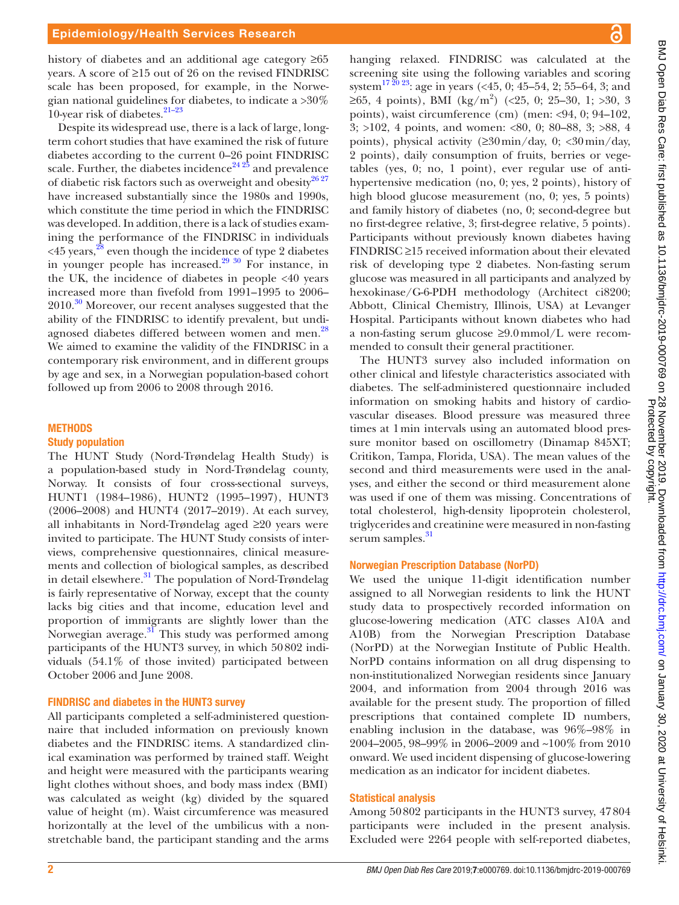history of diabetes and an additional age category ≥65 years. A score of ≥15 out of 26 on the revised FINDRISC scale has been proposed, for example, in the Norwegian national guidelines for diabetes, to indicate a >30% 10-year risk of diabetes.[21–23]

Despite its widespread use, there is a lack of large, long-term cohort studies that have examined the risk of future diabetes according to the current 0–26 point FINDRISC scale. Further, the diabetes incidence[24 25] and prevalence of diabetic risk factors such as overweight and obesity[26 27] have increased substantially since the 1980s and 1990s, which constitute the time period in which the FINDRISC was developed. In addition, there is a lack of studies examining the performance of the FINDRISC in individuals <45 years,[28] even though the incidence of type 2 diabetes in younger people has increased.[29 30] For instance, in the UK, the incidence of diabetes in people <40 years increased more than fivefold from 1991–1995 to 2006–2010.[30] Moreover, our recent analyses suggested that the ability of the FINDRISC to identify prevalent, but undiagnosed diabetes differed between women and men.[28] We aimed to examine the validity of the FINDRISC in a contemporary risk environment, and in different groups by age and sex, in a Norwegian population-based cohort followed up from 2006 to 2008 through 2016.

## METHODS

### Study population

The HUNT Study (Nord-Trøndelag Health Study) is a population-based study in Nord-Trøndelag county, Norway. It consists of four cross-sectional surveys, HUNT1 (1984–1986), HUNT2 (1995–1997), HUNT3 (2006–2008) and HUNT4 (2017–2019). At each survey, all inhabitants in Nord-Trøndelag aged ≥20 years were invited to participate. The HUNT Study consists of interviews, comprehensive questionnaires, clinical measurements and collection of biological samples, as described in detail elsewhere.[31] The population of Nord-Trøndelag is fairly representative of Norway, except that the county lacks big cities and that income, education level and proportion of immigrants are slightly lower than the Norwegian average.[31] This study was performed among participants of the HUNT3 survey, in which 50 802 individuals (54.1% of those invited) participated between October 2006 and June 2008.

### FINDRISC and diabetes in the HUNT3 survey

All participants completed a self-administered questionnaire that included information on previously known diabetes and the FINDRISC items. A standardized clinical examination was performed by trained staff. Weight and height were measured with the participants wearing light clothes without shoes, and body mass index (BMI) was calculated as weight (kg) divided by the squared value of height (m). Waist circumference was measured horizontally at the level of the umbilicus with a non-stretchable band, the participant standing and the arms hanging relaxed. FINDRISC was calculated at the screening site using the following variables and scoring system[17 20 23]: age in years (<45, 0; 45–54, 2; 55–64, 3; and ≥65, 4 points), BMI (kg/m$^2$) (<25, 0; 25–30, 1; >30, 3 points), waist circumference (cm) (men: <94, 0; 94–102, 3; >102, 4 points, and women: <80, 0; 80–88, 3; >88, 4 points), physical activity (≥30 min/day, 0; <30 min/day, 2 points), daily consumption of fruits, berries or vegetables (yes, 0; no, 1 point), ever regular use of antihypertensive medication (no, 0; yes, 2 points), history of high blood glucose measurement (no, 0; yes, 5 points) and family history of diabetes (no, 0; second-degree but no first-degree relative, 3; first-degree relative, 5 points). Participants without previously known diabetes having FINDRISC ≥15 received information about their elevated risk of developing type 2 diabetes. Non-fasting serum glucose was measured in all participants and analyzed by hexokinase/G-6-PDH methodology (Architect ci8200; Abbott, Clinical Chemistry, Illinois, USA) at Levanger Hospital. Participants without known diabetes who had a non-fasting serum glucose ≥9.0 mmol/L were recommended to consult their general practitioner.

The HUNT3 survey also included information on other clinical and lifestyle characteristics associated with diabetes. The self-administered questionnaire included information on smoking habits and history of cardiovascular diseases. Blood pressure was measured three times at 1 min intervals using an automated blood pressure monitor based on oscillometry (Dinamap 845XT; Critikon, Tampa, Florida, USA). The mean values of the second and third measurements were used in the analyses, and either the second or third measurement alone was used if one of them was missing. Concentrations of total cholesterol, high-density lipoprotein cholesterol, triglycerides and creatinine were measured in non-fasting serum samples.[31]

### Norwegian Prescription Database (NorPD)

We used the unique 11-digit identification number assigned to all Norwegian residents to link the HUNT study data to prospectively recorded information on glucose-lowering medication (ATC classes A10A and A10B) from the Norwegian Prescription Database (NorPD) at the Norwegian Institute of Public Health. NorPD contains information on all drug dispensing to non-institutionalized Norwegian residents since January 2004, and information from 2004 through 2016 was available for the present study. The proportion of filled prescriptions that contained complete ID numbers, enabling inclusion in the database, was 96%–98% in 2004–2005, 98–99% in 2006–2009 and ~100% from 2010 onward. We used incident dispensing of glucose-lowering medication as an indicator for incident diabetes.

### Statistical analysis

Among 50 802 participants in the HUNT3 survey, 47 804 participants were included in the present analysis. Excluded were 2264 people with self-reported diabetes,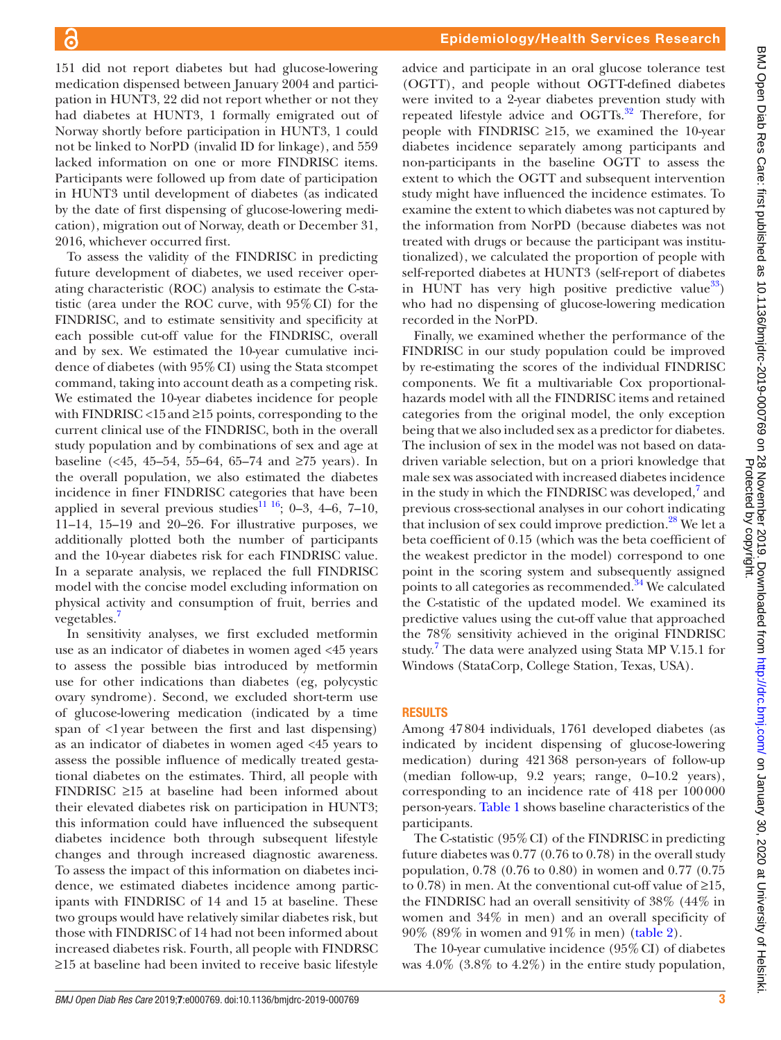151 did not report diabetes but had glucose-lowering medication dispensed between January 2004 and participation in HUNT3, 22 did not report whether or not they had diabetes at HUNT3, 1 formally emigrated out of Norway shortly before participation in HUNT3, 1 could not be linked to NorPD (invalid ID for linkage), and 559 lacked information on one or more FINDRISC items. Participants were followed up from date of participation in HUNT3 until development of diabetes (as indicated by the date of first dispensing of glucose-lowering medication), migration out of Norway, death or December 31, 2016, whichever occurred first.

To assess the validity of the FINDRISC in predicting future development of diabetes, we used receiver operating characteristic (ROC) analysis to estimate the C-statistic (area under the ROC curve, with 95% CI) for the FINDRISC, and to estimate sensitivity and specificity at each possible cut-off value for the FINDRISC, overall and by sex. We estimated the 10-year cumulative incidence of diabetes (with 95% CI) using the Stata stcompet command, taking into account death as a competing risk. We estimated the 10-year diabetes incidence for people with FINDRISC <15 and ≥15 points, corresponding to the current clinical use of the FINDRISC, both in the overall study population and by combinations of sex and age at baseline (<45, 45–54, 55–64, 65–74 and ≥75 years). In the overall population, we also estimated the diabetes incidence in finer FINDRISC categories that have been applied in several previous studies[11 16]; 0–3, 4–6, 7–10, 11–14, 15–19 and 20–26. For illustrative purposes, we additionally plotted both the number of participants and the 10-year diabetes risk for each FINDRISC value. In a separate analysis, we replaced the full FINDRISC model with the concise model excluding information on physical activity and consumption of fruit, berries and vegetables.[7]

In sensitivity analyses, we first excluded metformin use as an indicator of diabetes in women aged <45 years to assess the possible bias introduced by metformin use for other indications than diabetes (eg, polycystic ovary syndrome). Second, we excluded short-term use of glucose-lowering medication (indicated by a time span of <1 year between the first and last dispensing) as an indicator of diabetes in women aged <45 years to assess the possible influence of medically treated gestational diabetes on the estimates. Third, all people with FINDRISC ≥15 at baseline had been informed about their elevated diabetes risk on participation in HUNT3; this information could have influenced the subsequent diabetes incidence both through subsequent lifestyle changes and through increased diagnostic awareness. To assess the impact of this information on diabetes incidence, we estimated diabetes incidence among participants with FINDRISC of 14 and 15 at baseline. These two groups would have relatively similar diabetes risk, but those with FINDRISC of 14 had not been informed about increased diabetes risk. Fourth, all people with FINDRSC ≥15 at baseline had been invited to receive basic lifestyle advice and participate in an oral glucose tolerance test (OGTT), and people without OGTT-defined diabetes were invited to a 2-year diabetes prevention study with repeated lifestyle advice and OGTTs.[32] Therefore, for people with FINDRISC ≥15, we examined the 10-year diabetes incidence separately among participants and non-participants in the baseline OGTT to assess the extent to which the OGTT and subsequent intervention study might have influenced the incidence estimates. To examine the extent to which diabetes was not captured by the information from NorPD (because diabetes was not treated with drugs or because the participant was institutionalized), we calculated the proportion of people with self-reported diabetes at HUNT3 (self-report of diabetes in HUNT has very high positive predictive value[33]) who had no dispensing of glucose-lowering medication recorded in the NorPD.

Finally, we examined whether the performance of the FINDRISC in our study population could be improved by re-estimating the scores of the individual FINDRISC components. We fit a multivariable Cox proportional-hazards model with all the FINDRISC items and retained categories from the original model, the only exception being that we also included sex as a predictor for diabetes. The inclusion of sex in the model was not based on data-driven variable selection, but on a priori knowledge that male sex was associated with increased diabetes incidence in the study in which the FINDRISC was developed,[7] and previous cross-sectional analyses in our cohort indicating that inclusion of sex could improve prediction.[28] We let a beta coefficient of 0.15 (which was the beta coefficient of the weakest predictor in the model) correspond to one point in the scoring system and subsequently assigned points to all categories as recommended.[34] We calculated the C-statistic of the updated model. We examined its predictive values using the cut-off value that approached the 78% sensitivity achieved in the original FINDRISC study.[7] The data were analyzed using Stata MP V.15.1 for Windows (StataCorp, College Station, Texas, USA).

## RESULTS

Among 47 804 individuals, 1761 developed diabetes (as indicated by incident dispensing of glucose-lowering medication) during 421 368 person-years of follow-up (median follow-up, 9.2 years; range, 0–10.2 years), corresponding to an incidence rate of 418 per 100 000 person-years. Table 1 shows baseline characteristics of the participants.

The C-statistic (95% CI) of the FINDRISC in predicting future diabetes was 0.77 (0.76 to 0.78) in the overall study population, 0.78 (0.76 to 0.80) in women and 0.77 (0.75 to 0.78) in men. At the conventional cut-off value of ≥15, the FINDRISC had an overall sensitivity of 38% (44% in women and 34% in men) and an overall specificity of 90% (89% in women and 91% in men) (table 2).

The 10-year cumulative incidence (95% CI) of diabetes was 4.0% (3.8% to 4.2%) in the entire study population,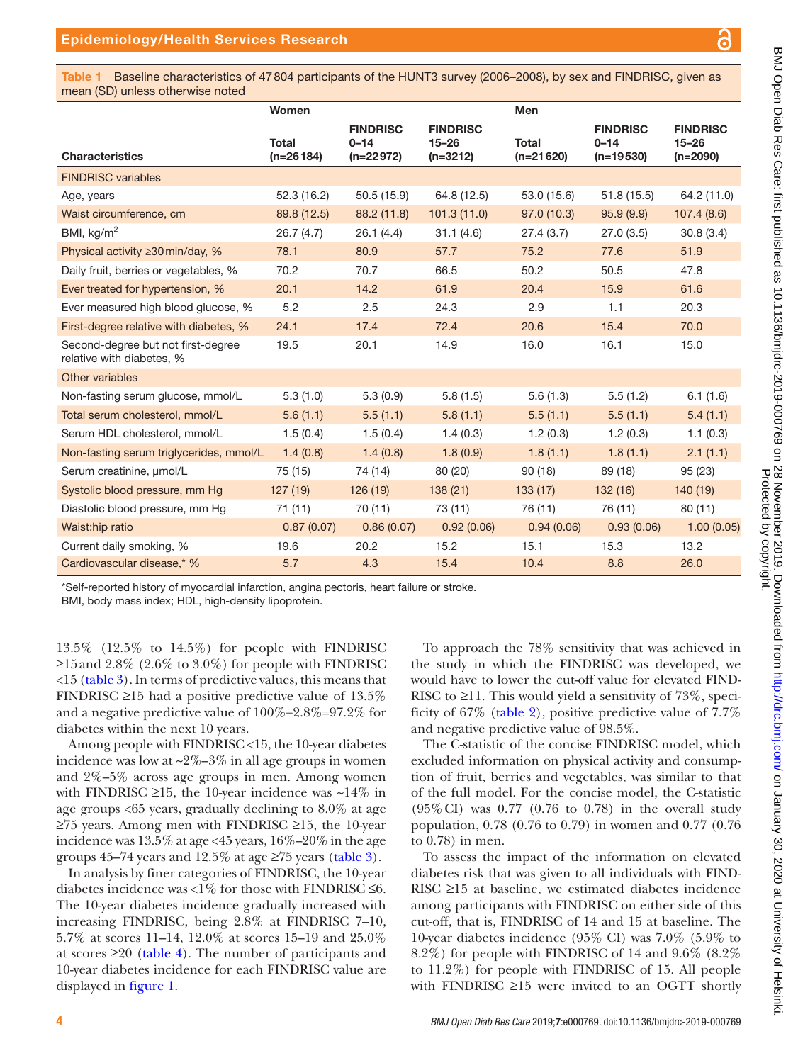**Table 1** Baseline characteristics of 47 804 participants of the HUNT3 survey (2006–2008), by sex and FINDRISC, given as mean (SD) unless otherwise noted

| | Women | | | Men | | |
|---|---|---|---|---|---|---|
| **Characteristics** | **Total (n=26 184)** | **FINDRISC 0–14 (n=22 972)** | **FINDRISC 15–26 (n=3212)** | **Total (n=21 620)** | **FINDRISC 0–14 (n=19 530)** | **FINDRISC 15–26 (n=2090)** |
| FINDRISC variables | | | | | | |
| Age, years | 52.3 (16.2) | 50.5 (15.9) | 64.8 (12.5) | 53.0 (15.6) | 51.8 (15.5) | 64.2 (11.0) |
| Waist circumference, cm | 89.8 (12.5) | 88.2 (11.8) | 101.3 (11.0) | 97.0 (10.3) | 95.9 (9.9) | 107.4 (8.6) |
| BMI, kg/m$^2$ | 26.7 (4.7) | 26.1 (4.4) | 31.1 (4.6) | 27.4 (3.7) | 27.0 (3.5) | 30.8 (3.4) |
| Physical activity ≥30 min/day, % | 78.1 | 80.9 | 57.7 | 75.2 | 77.6 | 51.9 |
| Daily fruit, berries or vegetables, % | 70.2 | 70.7 | 66.5 | 50.2 | 50.5 | 47.8 |
| Ever treated for hypertension, % | 20.1 | 14.2 | 61.9 | 20.4 | 15.9 | 61.6 |
| Ever measured high blood glucose, % | 5.2 | 2.5 | 24.3 | 2.9 | 1.1 | 20.3 |
| First-degree relative with diabetes, % | 24.1 | 17.4 | 72.4 | 20.6 | 15.4 | 70.0 |
| Second-degree but not first-degree relative with diabetes, % | 19.5 | 20.1 | 14.9 | 16.0 | 16.1 | 15.0 |
| Other variables | | | | | | |
| Non-fasting serum glucose, mmol/L | 5.3 (1.0) | 5.3 (0.9) | 5.8 (1.5) | 5.6 (1.3) | 5.5 (1.2) | 6.1 (1.6) |
| Total serum cholesterol, mmol/L | 5.6 (1.1) | 5.5 (1.1) | 5.8 (1.1) | 5.5 (1.1) | 5.5 (1.1) | 5.4 (1.1) |
| Serum HDL cholesterol, mmol/L | 1.5 (0.4) | 1.5 (0.4) | 1.4 (0.3) | 1.2 (0.3) | 1.2 (0.3) | 1.1 (0.3) |
| Non-fasting serum triglycerides, mmol/L | 1.4 (0.8) | 1.4 (0.8) | 1.8 (0.9) | 1.8 (1.1) | 1.8 (1.1) | 2.1 (1.1) |
| Serum creatinine, μmol/L | 75 (15) | 74 (14) | 80 (20) | 90 (18) | 89 (18) | 95 (23) |
| Systolic blood pressure, mm Hg | 127 (19) | 126 (19) | 138 (21) | 133 (17) | 132 (16) | 140 (19) |
| Diastolic blood pressure, mm Hg | 71 (11) | 70 (11) | 73 (11) | 76 (11) | 76 (11) | 80 (11) |
| Waist:hip ratio | 0.87 (0.07) | 0.86 (0.07) | 0.92 (0.06) | 0.94 (0.06) | 0.93 (0.06) | 1.00 (0.05) |
| Current daily smoking, % | 19.6 | 20.2 | 15.2 | 15.1 | 15.3 | 13.2 |
| Cardiovascular disease,* % | 5.7 | 4.3 | 15.4 | 10.4 | 8.8 | 26.0 |

*Self-reported history of myocardial infarction, angina pectoris, heart failure or stroke.
BMI, body mass index; HDL, high-density lipoprotein.

13.5% (12.5% to 14.5%) for people with FINDRISC ≥15 and 2.8% (2.6% to 3.0%) for people with FINDRISC <15 (table 3). In terms of predictive values, this means that FINDRISC ≥15 had a positive predictive value of 13.5% and a negative predictive value of 100%–2.8%=97.2% for diabetes within the next 10 years.

Among people with FINDRISC <15, the 10-year diabetes incidence was low at ~2%–3% in all age groups in women and 2%–5% across age groups in men. Among women with FINDRISC ≥15, the 10-year incidence was ~14% in age groups <65 years, gradually declining to 8.0% at age ≥75 years. Among men with FINDRISC ≥15, the 10-year incidence was 13.5% at age <45 years, 16%–20% in the age groups 45–74 years and 12.5% at age ≥75 years (table 3).

In analysis by finer categories of FINDRISC, the 10-year diabetes incidence was <1% for those with FINDRISC ≤6. The 10-year diabetes incidence gradually increased with increasing FINDRISC, being 2.8% at FINDRISC 7–10, 5.7% at scores 11–14, 12.0% at scores 15–19 and 25.0% at scores ≥20 (table 4). The number of participants and 10-year diabetes incidence for each FINDRISC value are displayed in figure 1.

To approach the 78% sensitivity that was achieved in the study in which the FINDRISC was developed, we would have to lower the cut-off value for elevated FINDRISC to ≥11. This would yield a sensitivity of 73%, specificity of 67% (table 2), positive predictive value of 7.7% and negative predictive value of 98.5%.

The C-statistic of the concise FINDRISC model, which excluded information on physical activity and consumption of fruit, berries and vegetables, was similar to that of the full model. For the concise model, the C-statistic (95% CI) was 0.77 (0.76 to 0.78) in the overall study population, 0.78 (0.76 to 0.79) in women and 0.77 (0.76 to 0.78) in men.

To assess the impact of the information on elevated diabetes risk that was given to all individuals with FINDRISC ≥15 at baseline, we estimated diabetes incidence among participants with FINDRISC on either side of this cut-off, that is, FINDRISC of 14 and 15 at baseline. The 10-year diabetes incidence (95% CI) was 7.0% (5.9% to 8.2%) for people with FINDRISC of 14 and 9.6% (8.2% to 11.2%) for people with FINDRISC of 15. All people with FINDRISC ≥15 were invited to an OGTT shortly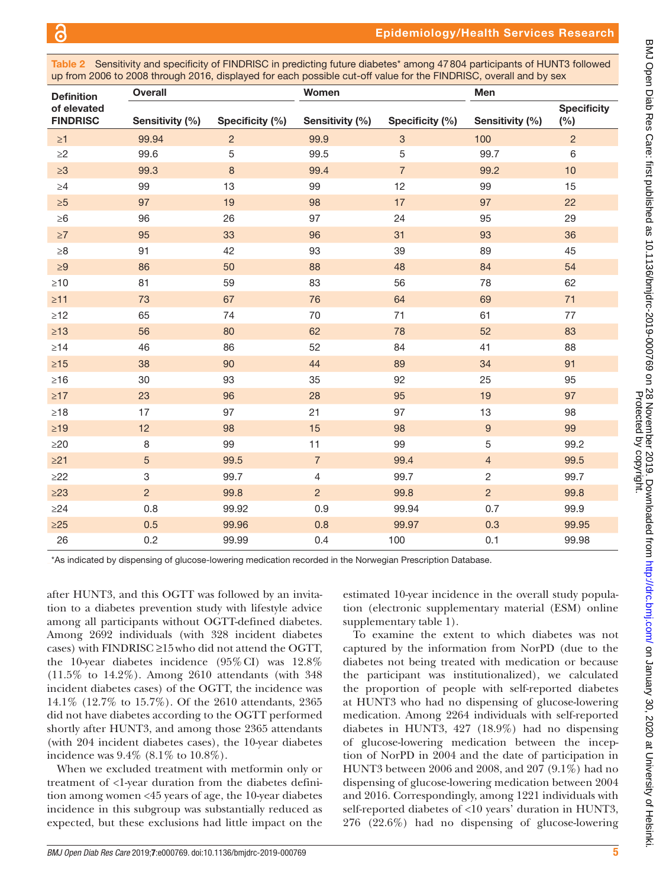Table 2 Sensitivity and specificity of FINDRISC in predicting future diabetes* among 47 804 participants of HUNT3 followed up from 2006 to 2008 through 2016, displayed for each possible cut-off value for the FINDRISC, overall and by sex

| Definition of elevated FINDRISC | Overall | | Women | | Men | |
|---|---|---|---|---|---|---|
| | Sensitivity (%) | Specificity (%) | Sensitivity (%) | Specificity (%) | Sensitivity (%) | Specificity (%) |
| ≥1 | 99.94 | 2 | 99.9 | 3 | 100 | 2 |
| ≥2 | 99.6 | 5 | 99.5 | 5 | 99.7 | 6 |
| ≥3 | 99.3 | 8 | 99.4 | 7 | 99.2 | 10 |
| ≥4 | 99 | 13 | 99 | 12 | 99 | 15 |
| ≥5 | 97 | 19 | 98 | 17 | 97 | 22 |
| ≥6 | 96 | 26 | 97 | 24 | 95 | 29 |
| ≥7 | 95 | 33 | 96 | 31 | 93 | 36 |
| ≥8 | 91 | 42 | 93 | 39 | 89 | 45 |
| ≥9 | 86 | 50 | 88 | 48 | 84 | 54 |
| ≥10 | 81 | 59 | 83 | 56 | 78 | 62 |
| ≥11 | 73 | 67 | 76 | 64 | 69 | 71 |
| ≥12 | 65 | 74 | 70 | 71 | 61 | 77 |
| ≥13 | 56 | 80 | 62 | 78 | 52 | 83 |
| ≥14 | 46 | 86 | 52 | 84 | 41 | 88 |
| ≥15 | 38 | 90 | 44 | 89 | 34 | 91 |
| ≥16 | 30 | 93 | 35 | 92 | 25 | 95 |
| ≥17 | 23 | 96 | 28 | 95 | 19 | 97 |
| ≥18 | 17 | 97 | 21 | 97 | 13 | 98 |
| ≥19 | 12 | 98 | 15 | 98 | 9 | 99 |
| ≥20 | 8 | 99 | 11 | 99 | 5 | 99.2 |
| ≥21 | 5 | 99.5 | 7 | 99.4 | 4 | 99.5 |
| ≥22 | 3 | 99.7 | 4 | 99.7 | 2 | 99.7 |
| ≥23 | 2 | 99.8 | 2 | 99.8 | 2 | 99.8 |
| ≥24 | 0.8 | 99.92 | 0.9 | 99.94 | 0.7 | 99.9 |
| ≥25 | 0.5 | 99.96 | 0.8 | 99.97 | 0.3 | 99.95 |
| 26 | 0.2 | 99.99 | 0.4 | 100 | 0.1 | 99.98 |

*As indicated by dispensing of glucose-lowering medication recorded in the Norwegian Prescription Database.

after HUNT3, and this OGTT was followed by an invitation to a diabetes prevention study with lifestyle advice among all participants without OGTT-defined diabetes. Among 2692 individuals (with 328 incident diabetes cases) with FINDRISC ≥15 who did not attend the OGTT, the 10-year diabetes incidence (95% CI) was 12.8% (11.5% to 14.2%). Among 2610 attendants (with 348 incident diabetes cases) of the OGTT, the incidence was 14.1% (12.7% to 15.7%). Of the 2610 attendants, 2365 did not have diabetes according to the OGTT performed shortly after HUNT3, and among those 2365 attendants (with 204 incident diabetes cases), the 10-year diabetes incidence was 9.4% (8.1% to 10.8%).

When we excluded treatment with metformin only or treatment of <1-year duration from the diabetes definition among women <45 years of age, the 10-year diabetes incidence in this subgroup was substantially reduced as expected, but these exclusions had little impact on the estimated 10-year incidence in the overall study population (electronic supplementary material (ESM) online supplementary table 1).

To examine the extent to which diabetes was not captured by the information from NorPD (due to the diabetes not being treated with medication or because the participant was institutionalized), we calculated the proportion of people with self-reported diabetes at HUNT3 who had no dispensing of glucose-lowering medication. Among 2264 individuals with self-reported diabetes in HUNT3, 427 (18.9%) had no dispensing of glucose-lowering medication between the inception of NorPD in 2004 and the date of participation in HUNT3 between 2006 and 2008, and 207 (9.1%) had no dispensing of glucose-lowering medication between 2004 and 2016. Correspondingly, among 1221 individuals with self-reported diabetes of <10 years' duration in HUNT3, 276 (22.6%) had no dispensing of glucose-lowering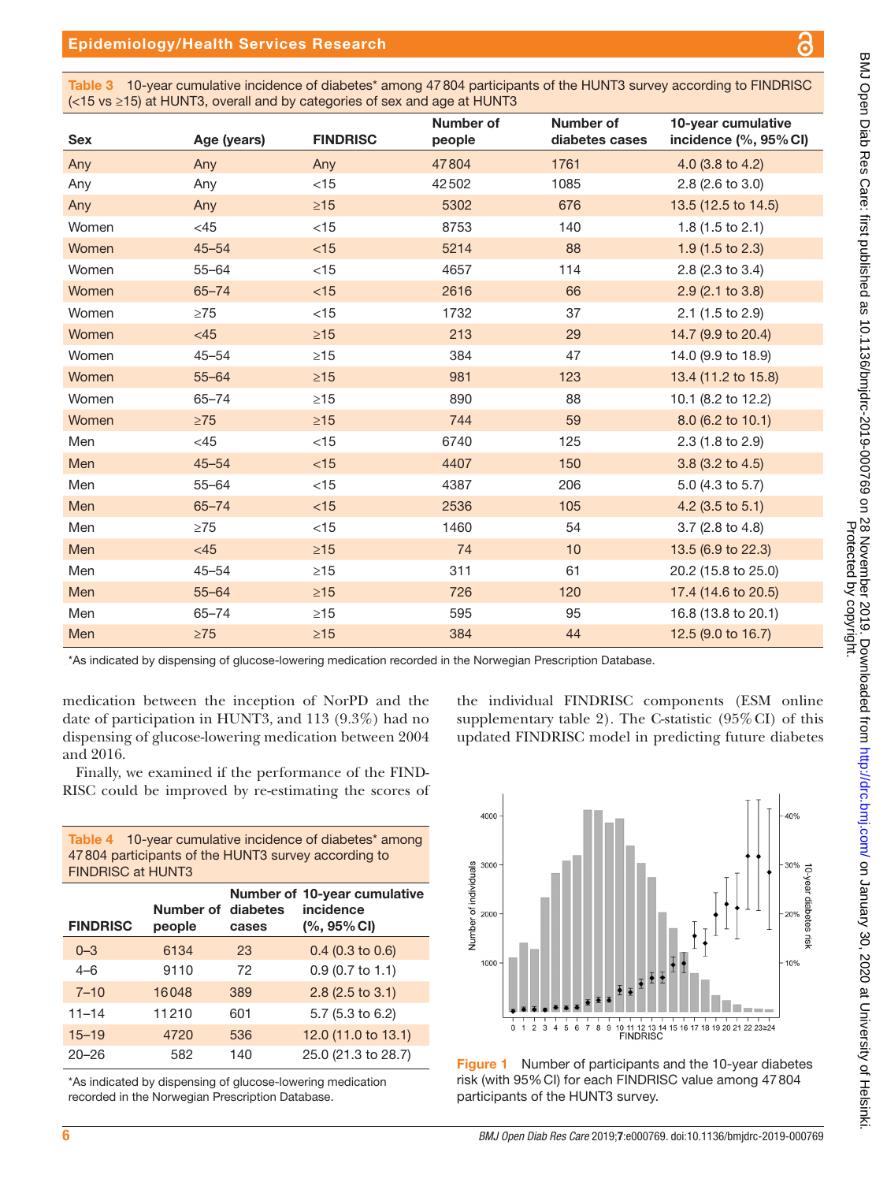**Table 3** 10-year cumulative incidence of diabetes* among 47 804 participants of the HUNT3 survey according to FINDRISC (<15 vs ≥15) at HUNT3, overall and by categories of sex and age at HUNT3

| Sex | Age (years) | FINDRISC | Number of people | Number of diabetes cases | 10-year cumulative incidence (%, 95% CI) |
|---|---|---|---|---|---|
| Any | Any | Any | 47 804 | 1761 | 4.0 (3.8 to 4.2) |
| Any | Any | <15 | 42 502 | 1085 | 2.8 (2.6 to 3.0) |
| Any | Any | ≥15 | 5302 | 676 | 13.5 (12.5 to 14.5) |
| Women | <45 | <15 | 8753 | 140 | 1.8 (1.5 to 2.1) |
| Women | 45–54 | <15 | 5214 | 88 | 1.9 (1.5 to 2.3) |
| Women | 55–64 | <15 | 4657 | 114 | 2.8 (2.3 to 3.4) |
| Women | 65–74 | <15 | 2616 | 66 | 2.9 (2.1 to 3.8) |
| Women | ≥75 | <15 | 1732 | 37 | 2.1 (1.5 to 2.9) |
| Women | <45 | ≥15 | 213 | 29 | 14.7 (9.9 to 20.4) |
| Women | 45–54 | ≥15 | 384 | 47 | 14.0 (9.9 to 18.9) |
| Women | 55–64 | ≥15 | 981 | 123 | 13.4 (11.2 to 15.8) |
| Women | 65–74 | ≥15 | 890 | 88 | 10.1 (8.2 to 12.2) |
| Women | ≥75 | ≥15 | 744 | 59 | 8.0 (6.2 to 10.1) |
| Men | <45 | <15 | 6740 | 125 | 2.3 (1.8 to 2.9) |
| Men | 45–54 | <15 | 4407 | 150 | 3.8 (3.2 to 4.5) |
| Men | 55–64 | <15 | 4387 | 206 | 5.0 (4.3 to 5.7) |
| Men | 65–74 | <15 | 2536 | 105 | 4.2 (3.5 to 5.1) |
| Men | ≥75 | <15 | 1460 | 54 | 3.7 (2.8 to 4.8) |
| Men | <45 | ≥15 | 74 | 10 | 13.5 (6.9 to 22.3) |
| Men | 45–54 | ≥15 | 311 | 61 | 20.2 (15.8 to 25.0) |
| Men | 55–64 | ≥15 | 726 | 120 | 17.4 (14.6 to 20.5) |
| Men | 65–74 | ≥15 | 595 | 95 | 16.8 (13.8 to 20.1) |
| Men | ≥75 | ≥15 | 384 | 44 | 12.5 (9.0 to 16.7) |

*As indicated by dispensing of glucose-lowering medication recorded in the Norwegian Prescription Database.

medication between the inception of NorPD and the date of participation in HUNT3, and 113 (9.3%) had no dispensing of glucose-lowering medication between 2004 and 2016.

Finally, we examined if the performance of the FINDRISC could be improved by re-estimating the scores of the individual FINDRISC components (ESM online supplementary table 2). The C-statistic (95% CI) of this updated FINDRISC model in predicting future diabetes

**Table 4** 10-year cumulative incidence of diabetes* among 47 804 participants of the HUNT3 survey according to FINDRISC at HUNT3

| FINDRISC | Number of people | Number of diabetes cases | 10-year cumulative incidence (%, 95% CI) |
|---|---|---|---|
| 0–3 | 6134 | 23 | 0.4 (0.3 to 0.6) |
| 4–6 | 9110 | 72 | 0.9 (0.7 to 1.1) |
| 7–10 | 16 048 | 389 | 2.8 (2.5 to 3.1) |
| 11–14 | 11 210 | 601 | 5.7 (5.3 to 6.2) |
| 15–19 | 4720 | 536 | 12.0 (11.0 to 13.1) |
| 20–26 | 582 | 140 | 25.0 (21.3 to 28.7) |

*As indicated by dispensing of glucose-lowering medication recorded in the Norwegian Prescription Database.

**Figure 1** Number of participants and the 10-year diabetes risk (with 95% CI) for each FINDRISC value among 47 804 participants of the HUNT3 survey.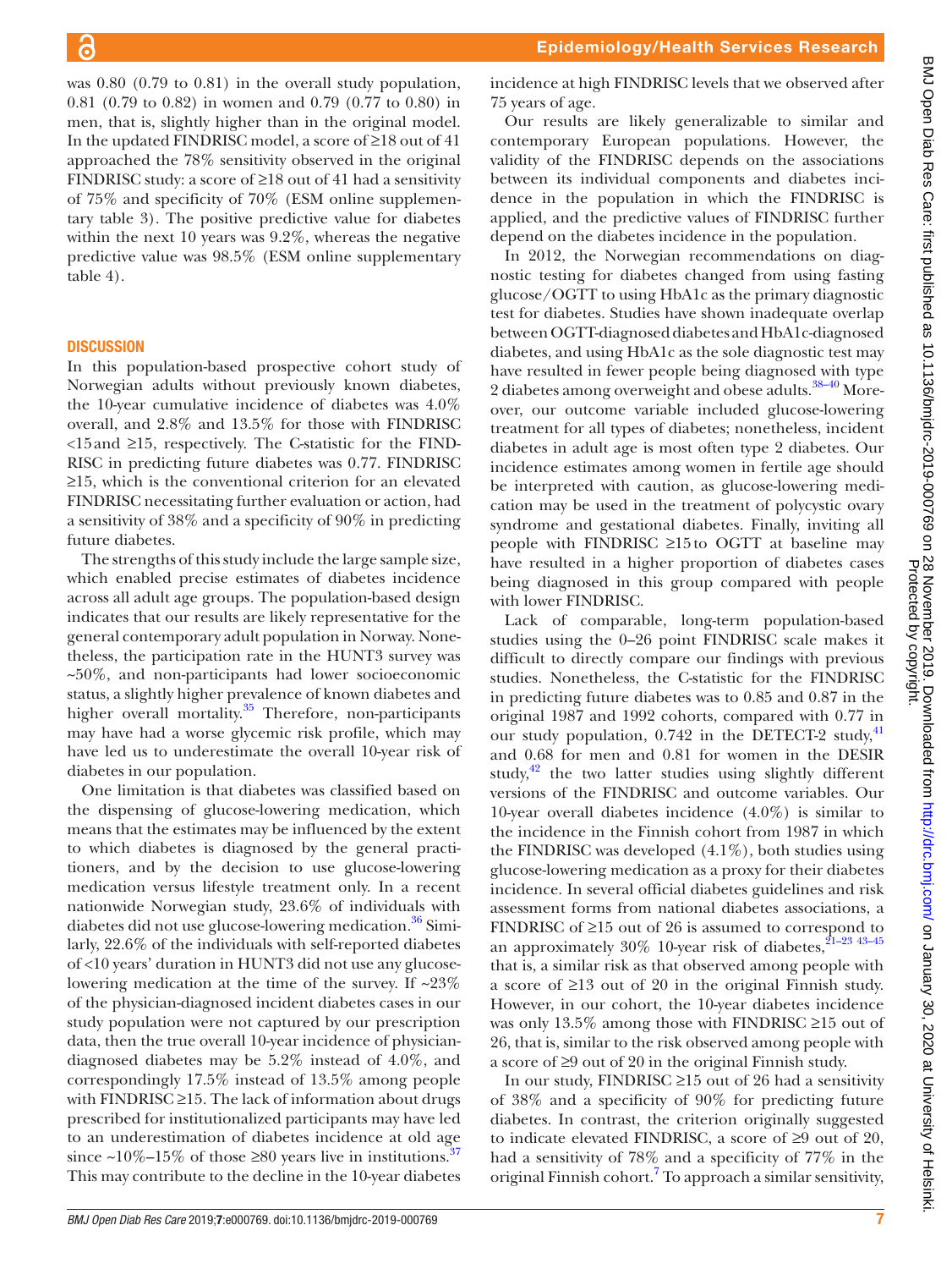was 0.80 (0.79 to 0.81) in the overall study population, 0.81 (0.79 to 0.82) in women and 0.79 (0.77 to 0.80) in men, that is, slightly higher than in the original model. In the updated FINDRISC model, a score of ≥18 out of 41 approached the 78% sensitivity observed in the original FINDRISC study: a score of ≥18 out of 41 had a sensitivity of 75% and specificity of 70% (ESM online supplementary table 3). The positive predictive value for diabetes within the next 10 years was 9.2%, whereas the negative predictive value was 98.5% (ESM online supplementary table 4).

## DISCUSSION

In this population-based prospective cohort study of Norwegian adults without previously known diabetes, the 10-year cumulative incidence of diabetes was 4.0% overall, and 2.8% and 13.5% for those with FINDRISC <15 and ≥15, respectively. The C-statistic for the FINDRISC in predicting future diabetes was 0.77. FINDRISC ≥15, which is the conventional criterion for an elevated FINDRISC necessitating further evaluation or action, had a sensitivity of 38% and a specificity of 90% in predicting future diabetes.

The strengths of this study include the large sample size, which enabled precise estimates of diabetes incidence across all adult age groups. The population-based design indicates that our results are likely representative for the general contemporary adult population in Norway. Nonetheless, the participation rate in the HUNT3 survey was ~50%, and non-participants had lower socioeconomic status, a slightly higher prevalence of known diabetes and higher overall mortality.[35] Therefore, non-participants may have had a worse glycemic risk profile, which may have led us to underestimate the overall 10-year risk of diabetes in our population.

One limitation is that diabetes was classified based on the dispensing of glucose-lowering medication, which means that the estimates may be influenced by the extent to which diabetes is diagnosed by the general practitioners, and by the decision to use glucose-lowering medication versus lifestyle treatment only. In a recent nationwide Norwegian study, 23.6% of individuals with diabetes did not use glucose-lowering medication.[36] Similarly, 22.6% of the individuals with self-reported diabetes of <10 years' duration in HUNT3 did not use any glucose-lowering medication at the time of the survey. If ~23% of the physician-diagnosed incident diabetes cases in our study population were not captured by our prescription data, then the true overall 10-year incidence of physician-diagnosed diabetes may be 5.2% instead of 4.0%, and correspondingly 17.5% instead of 13.5% among people with FINDRISC ≥15. The lack of information about drugs prescribed for institutionalized participants may have led to an underestimation of diabetes incidence at old age since ~10%–15% of those ≥80 years live in institutions.[37] This may contribute to the decline in the 10-year diabetes incidence at high FINDRISC levels that we observed after 75 years of age.

Our results are likely generalizable to similar and contemporary European populations. However, the validity of the FINDRISC depends on the associations between its individual components and diabetes incidence in the population in which the FINDRISC is applied, and the predictive values of FINDRISC further depend on the diabetes incidence in the population.

In 2012, the Norwegian recommendations on diagnostic testing for diabetes changed from using fasting glucose/OGTT to using HbA1c as the primary diagnostic test for diabetes. Studies have shown inadequate overlap between OGTT-diagnosed diabetes and HbA1c-diagnosed diabetes, and using HbA1c as the sole diagnostic test may have resulted in fewer people being diagnosed with type 2 diabetes among overweight and obese adults.[38–40] Moreover, our outcome variable included glucose-lowering treatment for all types of diabetes; nonetheless, incident diabetes in adult age is most often type 2 diabetes. Our incidence estimates among women in fertile age should be interpreted with caution, as glucose-lowering medication may be used in the treatment of polycystic ovary syndrome and gestational diabetes. Finally, inviting all people with FINDRISC ≥15 to OGTT at baseline may have resulted in a higher proportion of diabetes cases being diagnosed in this group compared with people with lower FINDRISC.

Lack of comparable, long-term population-based studies using the 0–26 point FINDRISC scale makes it difficult to directly compare our findings with previous studies. Nonetheless, the C-statistic for the FINDRISC in predicting future diabetes was to 0.85 and 0.87 in the original 1987 and 1992 cohorts, compared with 0.77 in our study population, 0.742 in the DETECT-2 study,[41] and 0.68 for men and 0.81 for women in the DESIR study,[42] the two latter studies using slightly different versions of the FINDRISC and outcome variables. Our 10-year overall diabetes incidence (4.0%) is similar to the incidence in the Finnish cohort from 1987 in which the FINDRISC was developed (4.1%), both studies using glucose-lowering medication as a proxy for their diabetes incidence. In several official diabetes guidelines and risk assessment forms from national diabetes associations, a FINDRISC of ≥15 out of 26 is assumed to correspond to an approximately 30% 10-year risk of diabetes,[21–23 43–45] that is, a similar risk as that observed among people with a score of ≥13 out of 20 in the original Finnish study. However, in our cohort, the 10-year diabetes incidence was only 13.5% among those with FINDRISC ≥15 out of 26, that is, similar to the risk observed among people with a score of ≥9 out of 20 in the original Finnish study.

In our study, FINDRISC ≥15 out of 26 had a sensitivity of 38% and a specificity of 90% for predicting future diabetes. In contrast, the criterion originally suggested to indicate elevated FINDRISC, a score of ≥9 out of 20, had a sensitivity of 78% and a specificity of 77% in the original Finnish cohort.[7] To approach a similar sensitivity,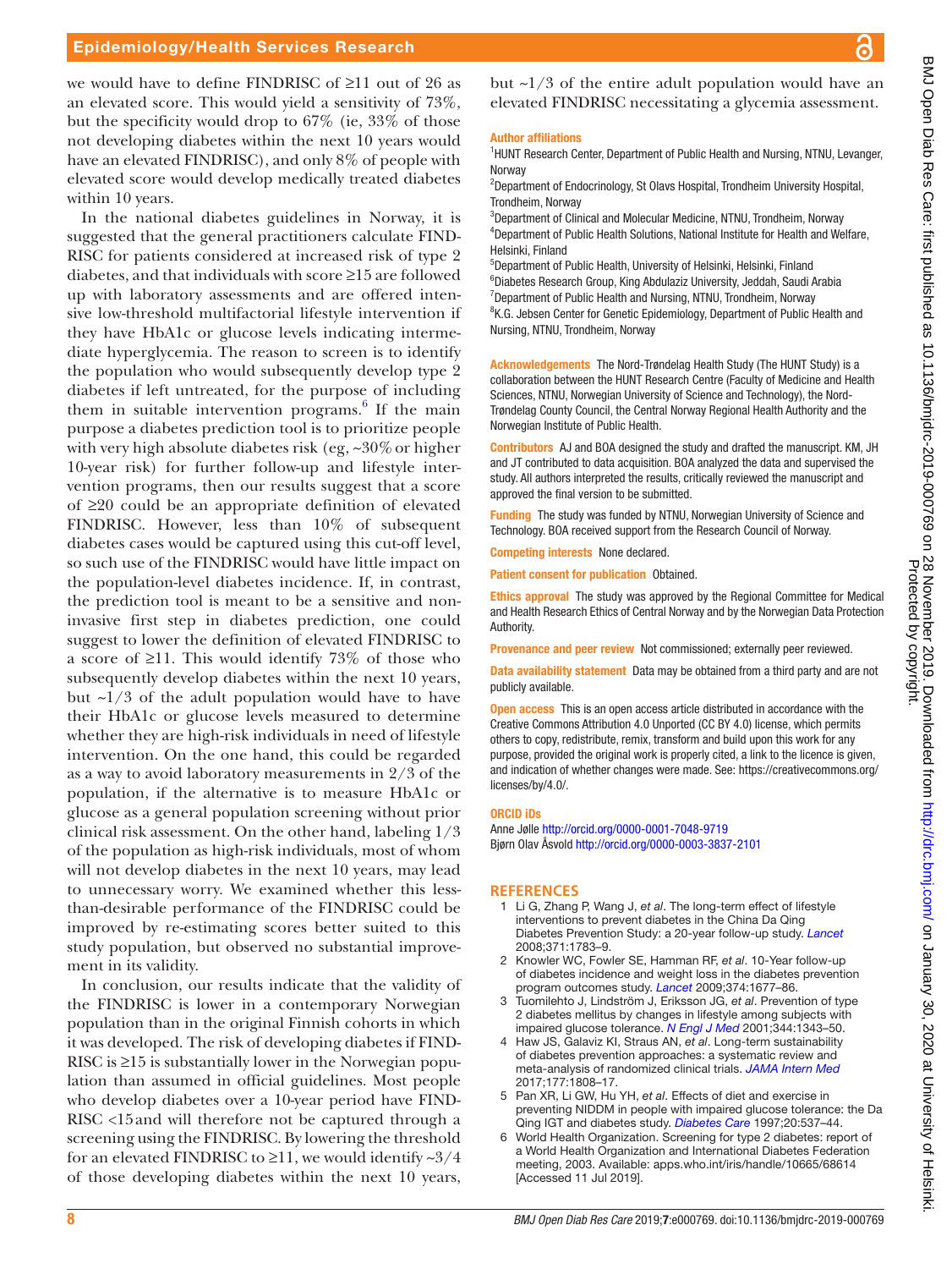we would have to define FINDRISC of ≥11 out of 26 as an elevated score. This would yield a sensitivity of 73%, but the specificity would drop to 67% (ie, 33% of those not developing diabetes within the next 10 years would have an elevated FINDRISC), and only 8% of people with elevated score would develop medically treated diabetes within 10 years.

In the national diabetes guidelines in Norway, it is suggested that the general practitioners calculate FINDRISC for patients considered at increased risk of type 2 diabetes, and that individuals with score ≥15 are followed up with laboratory assessments and are offered intensive low-threshold multifactorial lifestyle intervention if they have HbA1c or glucose levels indicating intermediate hyperglycemia. The reason to screen is to identify the population who would subsequently develop type 2 diabetes if left untreated, for the purpose of including them in suitable intervention programs.[6] If the main purpose a diabetes prediction tool is to prioritize people with very high absolute diabetes risk (eg, ~30% or higher 10-year risk) for further follow-up and lifestyle intervention programs, then our results suggest that a score of ≥20 could be an appropriate definition of elevated FINDRISC. However, less than 10% of subsequent diabetes cases would be captured using this cut-off level, so such use of the FINDRISC would have little impact on the population-level diabetes incidence. If, in contrast, the prediction tool is meant to be a sensitive and noninvasive first step in diabetes prediction, one could suggest to lower the definition of elevated FINDRISC to a score of ≥11. This would identify 73% of those who subsequently develop diabetes within the next 10 years, but ~1/3 of the adult population would have to have their HbA1c or glucose levels measured to determine whether they are high-risk individuals in need of lifestyle intervention. On the one hand, this could be regarded as a way to avoid laboratory measurements in 2/3 of the population, if the alternative is to measure HbA1c or glucose as a general population screening without prior clinical risk assessment. On the other hand, labeling 1/3 of the population as high-risk individuals, most of whom will not develop diabetes in the next 10 years, may lead to unnecessary worry. We examined whether this less-than-desirable performance of the FINDRISC could be improved by re-estimating scores better suited to this study population, but observed no substantial improvement in its validity.

In conclusion, our results indicate that the validity of the FINDRISC is lower in a contemporary Norwegian population than in the original Finnish cohorts in which it was developed. The risk of developing diabetes if FINDRISC is ≥15 is substantially lower in the Norwegian population than assumed in official guidelines. Most people who develop diabetes over a 10-year period have FINDRISC <15 and will therefore not be captured through a screening using the FINDRISC. By lowering the threshold for an elevated FINDRISC to ≥11, we would identify ~3/4 of those developing diabetes within the next 10 years, but ~1/3 of the entire adult population would have an elevated FINDRISC necessitating a glycemia assessment.

**Author affiliations**

[1]HUNT Research Center, Department of Public Health and Nursing, NTNU, Levanger, Norway
[2]Department of Endocrinology, St Olavs Hospital, Trondheim University Hospital, Trondheim, Norway
[3]Department of Clinical and Molecular Medicine, NTNU, Trondheim, Norway
[4]Department of Public Health Solutions, National Institute for Health and Welfare, Helsinki, Finland
[5]Department of Public Health, University of Helsinki, Helsinki, Finland
[6]Diabetes Research Group, King Abdulaziz University, Jeddah, Saudi Arabia
[7]Department of Public Health and Nursing, NTNU, Trondheim, Norway
[8]K.G. Jebsen Center for Genetic Epidemiology, Department of Public Health and Nursing, NTNU, Trondheim, Norway

**Acknowledgements** The Nord-Trøndelag Health Study (The HUNT Study) is a collaboration between the HUNT Research Centre (Faculty of Medicine and Health Sciences, NTNU, Norwegian University of Science and Technology), the Nord-Trøndelag County Council, the Central Norway Regional Health Authority and the Norwegian Institute of Public Health.

**Contributors** AJ and BOA designed the study and drafted the manuscript. KM, JH and JT contributed to data acquisition. BOA analyzed the data and supervised the study. All authors interpreted the results, critically reviewed the manuscript and approved the final version to be submitted.

**Funding** The study was funded by NTNU, Norwegian University of Science and Technology. BOA received support from the Research Council of Norway.

**Competing interests** None declared.

**Patient consent for publication** Obtained.

**Ethics approval** The study was approved by the Regional Committee for Medical and Health Research Ethics of Central Norway and by the Norwegian Data Protection Authority.

**Provenance and peer review** Not commissioned; externally peer reviewed.

**Data availability statement** Data may be obtained from a third party and are not publicly available.

**Open access** This is an open access article distributed in accordance with the Creative Commons Attribution 4.0 Unported (CC BY 4.0) license, which permits others to copy, redistribute, remix, transform and build upon this work for any purpose, provided the original work is properly cited, a link to the licence is given, and indication of whether changes were made. See: https://creativecommons.org/licenses/by/4.0/.

**ORCID iDs**

Anne Jølle http://orcid.org/0000-0001-7048-9719
Bjørn Olav Åsvold http://orcid.org/0000-0003-3837-2101

## REFERENCES

1. Li G, Zhang P, Wang J, *et al*. The long-term effect of lifestyle interventions to prevent diabetes in the China Da Qing Diabetes Prevention Study: a 20-year follow-up study. *Lancet* 2008;371:1783–9.
2. Knowler WC, Fowler SE, Hamman RF, *et al*. 10-Year follow-up of diabetes incidence and weight loss in the diabetes prevention program outcomes study. *Lancet* 2009;374:1677–86.
3. Tuomilehto J, Lindström J, Eriksson JG, *et al*. Prevention of type 2 diabetes mellitus by changes in lifestyle among subjects with impaired glucose tolerance. *N Engl J Med* 2001;344:1343–50.
4. Haw JS, Galaviz KI, Straus AN, *et al*. Long-term sustainability of diabetes prevention approaches: a systematic review and meta-analysis of randomized clinical trials. *JAMA Intern Med* 2017;177:1808–17.
5. Pan XR, Li GW, Hu YH, *et al*. Effects of diet and exercise in preventing NIDDM in people with impaired glucose tolerance: the Da Qing IGT and diabetes study. *Diabetes Care* 1997;20:537–44.
6. World Health Organization. Screening for type 2 diabetes: report of a World Health Organization and International Diabetes Federation meeting, 2003. Available: apps.who.int/iris/handle/10665/68614 [Accessed 11 Jul 2019].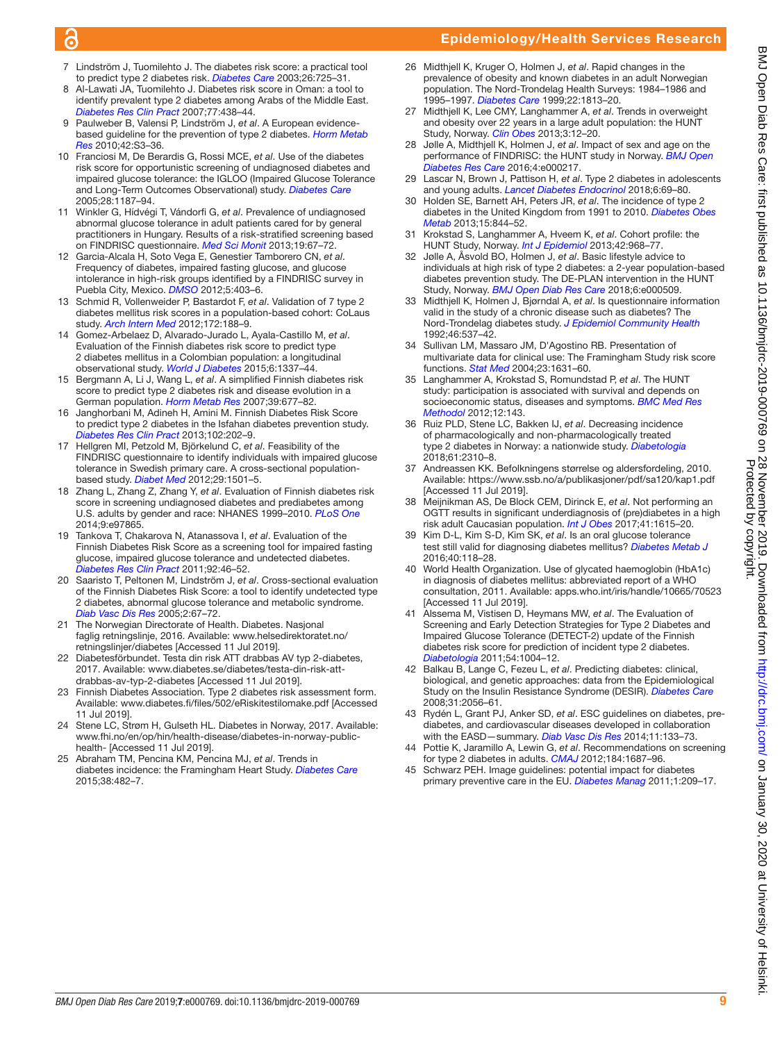7. Lindström J, Tuomilehto J. The diabetes risk score: a practical tool to predict type 2 diabetes risk. *Diabetes Care* 2003;26:725–31.
8. Al-Lawati JA, Tuomilehto J. Diabetes risk score in Oman: a tool to identify prevalent type 2 diabetes among Arabs of the Middle East. *Diabetes Res Clin Pract* 2007;77:438–44.
9. Paulweber B, Valensi P, Lindström J, *et al*. A European evidence-based guideline for the prevention of type 2 diabetes. *Horm Metab Res* 2010;42:S3–36.
10. Franciosi M, De Berardis G, Rossi MCE, *et al*. Use of the diabetes risk score for opportunistic screening of undiagnosed diabetes and impaired glucose tolerance: the IGLOO (Impaired Glucose Tolerance and Long-Term Outcomes Observational) study. *Diabetes Care* 2005;28:1187–94.
11. Winkler G, Hídvégi T, Vándorfi G, *et al*. Prevalence of undiagnosed abnormal glucose tolerance in adult patients cared for by general practitioners in Hungary. Results of a risk-stratified screening based on FINDRISC questionnaire. *Med Sci Monit* 2013;19:67–72.
12. Garcia-Alcala H, Soto Vega E, Genestier Tamborero CN, *et al*. Frequency of diabetes, impaired fasting glucose, and glucose intolerance in high-risk groups identified by a FINDRISC survey in Puebla City, Mexico. *DMSO* 2012;5:403–6.
13. Schmid R, Vollenweider P, Bastardot F, *et al*. Validation of 7 type 2 diabetes mellitus risk scores in a population-based cohort: CoLaus study. *Arch Intern Med* 2012;172:188–9.
14. Gomez-Arbelaez D, Alvarado-Jurado L, Ayala-Castillo M, *et al*. Evaluation of the Finnish diabetes risk score to predict type 2 diabetes mellitus in a Colombian population: a longitudinal observational study. *World J Diabetes* 2015;6:1337–44.
15. Bergmann A, Li J, Wang L, *et al*. A simplified Finnish diabetes risk score to predict type 2 diabetes risk and disease evolution in a German population. *Horm Metab Res* 2007;39:677–82.
16. Janghorbani M, Adineh H, Amini M. Finnish Diabetes Risk Score to predict type 2 diabetes in the Isfahan diabetes prevention study. *Diabetes Res Clin Pract* 2013;102:202–9.
17. Hellgren MI, Petzold M, Björkelund C, *et al*. Feasibility of the FINDRISC questionnaire to identify individuals with impaired glucose tolerance in Swedish primary care. A cross-sectional population-based study. *Diabet Med* 2012;29:1501–5.
18. Zhang L, Zhang Z, Zhang Y, *et al*. Evaluation of Finnish diabetes risk score in screening undiagnosed diabetes and prediabetes among U.S. adults by gender and race: NHANES 1999–2010. *PLoS One* 2014;9:e97865.
19. Tankova T, Chakarova N, Atanassova I, *et al*. Evaluation of the Finnish Diabetes Risk Score as a screening tool for impaired fasting glucose, impaired glucose tolerance and undetected diabetes. *Diabetes Res Clin Pract* 2011;92:46–52.
20. Saaristo T, Peltonen M, Lindström J, *et al*. Cross-sectional evaluation of the Finnish Diabetes Risk Score: a tool to identify undetected type 2 diabetes, abnormal glucose tolerance and metabolic syndrome. *Diab Vasc Dis Res* 2005;2:67–72.
21. The Norwegian Directorate of Health. Diabetes. Nasjonal faglig retningslinje, 2016. Available: www.helsedirektoratet.no/retningslinjer/diabetes [Accessed 11 Jul 2019].
22. Diabetesförbundet. Testa din risk ATT drabbas AV typ 2-diabetes, 2017. Available: www.diabetes.se/diabetes/testa-din-risk-att-drabbas-av-typ-2-diabetes [Accessed 11 Jul 2019].
23. Finnish Diabetes Association. Type 2 diabetes risk assessment form. Available: www.diabetes.fi/files/502/eRiskitestilomake.pdf [Accessed 11 Jul 2019].
24. Stene LC, Strøm H, Gulseth HL. Diabetes in Norway, 2017. Available: www.fhi.no/en/op/hin/health-disease/diabetes-in-norway-public-health- [Accessed 11 Jul 2019].
25. Abraham TM, Pencina KM, Pencina MJ, *et al*. Trends in diabetes incidence: the Framingham Heart Study. *Diabetes Care* 2015;38:482–7.
26. Midthjell K, Kruger O, Holmen J, *et al*. Rapid changes in the prevalence of obesity and known diabetes in an adult Norwegian population. The Nord-Trondelag Health Surveys: 1984–1986 and 1995–1997. *Diabetes Care* 1999;22:1813–20.
27. Midthjell K, Lee CMY, Langhammer A, *et al*. Trends in overweight and obesity over 22 years in a large adult population: the HUNT Study, Norway. *Clin Obes* 2013;3:12–20.
28. Jølle A, Midthjell K, Holmen J, *et al*. Impact of sex and age on the performance of FINDRISC: the HUNT study in Norway. *BMJ Open Diabetes Res Care* 2016;4:e000217.
29. Lascar N, Brown J, Pattison H, *et al*. Type 2 diabetes in adolescents and young adults. *Lancet Diabetes Endocrinol* 2018;6:69–80.
30. Holden SE, Barnett AH, Peters JR, *et al*. The incidence of type 2 diabetes in the United Kingdom from 1991 to 2010. *Diabetes Obes Metab* 2013;15:844–52.
31. Krokstad S, Langhammer A, Hveem K, *et al*. Cohort profile: the HUNT Study, Norway. *Int J Epidemiol* 2013;42:968–77.
32. Jølle A, Åsvold BO, Holmen J, *et al*. Basic lifestyle advice to individuals at high risk of type 2 diabetes: a 2-year population-based diabetes prevention study. The DE-PLAN intervention in the HUNT Study, Norway. *BMJ Open Diab Res Care* 2018;6:e000509.
33. Midthjell K, Holmen J, Bjørndal A, *et al*. Is questionnaire information valid in the study of a chronic disease such as diabetes? The Nord-Trondelag diabetes study. *J Epidemiol Community Health* 1992;46:537–42.
34. Sullivan LM, Massaro JM, D'Agostino RB. Presentation of multivariate data for clinical use: The Framingham Study risk score functions. *Stat Med* 2004;23:1631–60.
35. Langhammer A, Krokstad S, Romundstad P, *et al*. The HUNT study: participation is associated with survival and depends on socioeconomic status, diseases and symptoms. *BMC Med Res Methodol* 2012;12:143.
36. Ruiz PLD, Stene LC, Bakken IJ, *et al*. Decreasing incidence of pharmacologically and non-pharmacologically treated type 2 diabetes in Norway: a nationwide study. *Diabetologia* 2018;61:2310–8.
37. Andreassen KK. Befolkningens størrelse og aldersfordeling, 2010. Available: https://www.ssb.no/a/publikasjoner/pdf/sa120/kap1.pdf [Accessed 11 Jul 2019].
38. Meijnikman AS, De Block CEM, Dirinck E, *et al*. Not performing an OGTT results in significant underdiagnosis of (pre)diabetes in a high risk adult Caucasian population. *Int J Obes* 2017;41:1615–20.
39. Kim D-L, Kim S-D, Kim SK, *et al*. Is an oral glucose tolerance test still valid for diagnosing diabetes mellitus? *Diabetes Metab J* 2016;40:118–28.
40. World Health Organization. Use of glycated haemoglobin (HbA1c) in diagnosis of diabetes mellitus: abbreviated report of a WHO consultation, 2011. Available: apps.who.int/iris/handle/10665/70523 [Accessed 11 Jul 2019].
41. Alssema M, Vistisen D, Heymans MW, *et al*. The Evaluation of Screening and Early Detection Strategies for Type 2 Diabetes and Impaired Glucose Tolerance (DETECT-2) update of the Finnish diabetes risk score for prediction of incident type 2 diabetes. *Diabetologia* 2011;54:1004–12.
42. Balkau B, Lange C, Fezeu L, *et al*. Predicting diabetes: clinical, biological, and genetic approaches: data from the Epidemiological Study on the Insulin Resistance Syndrome (DESIR). *Diabetes Care* 2008;31:2056–61.
43. Rydén L, Grant PJ, Anker SD, *et al*. ESC guidelines on diabetes, pre-diabetes, and cardiovascular diseases developed in collaboration with the EASD—summary. *Diab Vasc Dis Res* 2014;11:133–73.
44. Pottie K, Jaramillo A, Lewin G, *et al*. Recommendations on screening for type 2 diabetes in adults. *CMAJ* 2012;184:1687–96.
45. Schwarz PEH. Image guidelines: potential impact for diabetes primary preventive care in the EU. *Diabetes Manag* 2011;1:209–17.